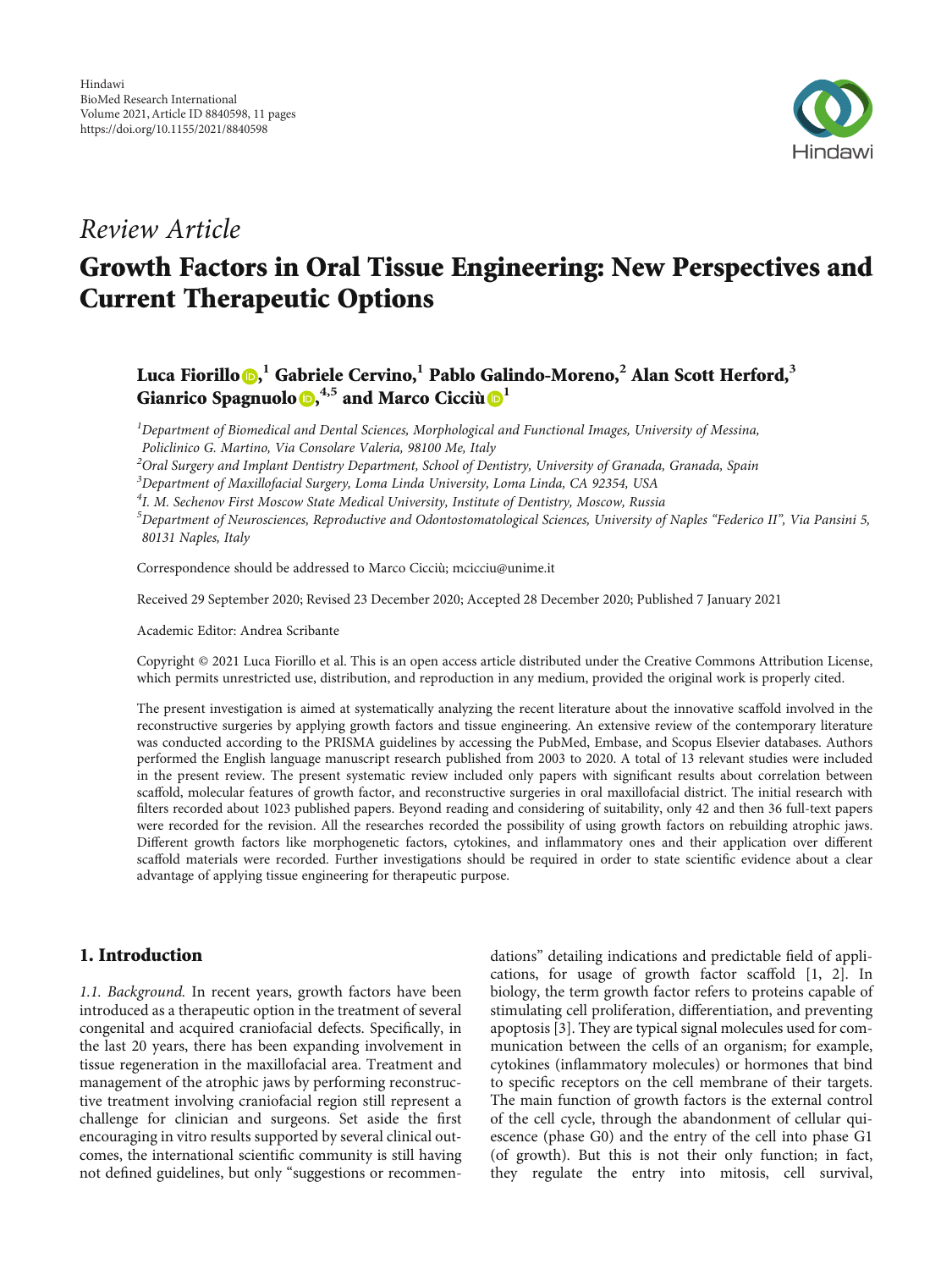Hindawi
BioMed Research International
Volume 2021, Article ID 8840598, 11 pages
https://doi.org/10.1155/2021/8840598

*Review Article*

# Growth Factors in Oral Tissue Engineering: New Perspectives and Current Therapeutic Options

**Luca Fiorillo,[1] Gabriele Cervino,[1] Pablo Galindo-Moreno,[2] Alan Scott Herford,[3] Gianrico Spagnuolo,[4,5] and Marco Cicciù[1]**

[1] *Department of Biomedical and Dental Sciences, Morphological and Functional Images, University of Messina, Policlinico G. Martino, Via Consolare Valeria, 98100 Me, Italy*
[2] *Oral Surgery and Implant Dentistry Department, School of Dentistry, University of Granada, Granada, Spain*
[3] *Department of Maxillofacial Surgery, Loma Linda University, Loma Linda, CA 92354, USA*
[4] *I. M. Sechenov First Moscow State Medical University, Institute of Dentistry, Moscow, Russia*
[5] *Department of Neurosciences, Reproductive and Odontostomatological Sciences, University of Naples "Federico II", Via Pansini 5, 80131 Naples, Italy*

Correspondence should be addressed to Marco Cicciù; mcicciu@unime.it

Received 29 September 2020; Revised 23 December 2020; Accepted 28 December 2020; Published 7 January 2021

Academic Editor: Andrea Scribante

Copyright © 2021 Luca Fiorillo et al. This is an open access article distributed under the Creative Commons Attribution License, which permits unrestricted use, distribution, and reproduction in any medium, provided the original work is properly cited.

The present investigation is aimed at systematically analyzing the recent literature about the innovative scaffold involved in the reconstructive surgeries by applying growth factors and tissue engineering. An extensive review of the contemporary literature was conducted according to the PRISMA guidelines by accessing the PubMed, Embase, and Scopus Elsevier databases. Authors performed the English language manuscript research published from 2003 to 2020. A total of 13 relevant studies were included in the present review. The present systematic review included only papers with significant results about correlation between scaffold, molecular features of growth factor, and reconstructive surgeries in oral maxillofacial district. The initial research with filters recorded about 1023 published papers. Beyond reading and considering of suitability, only 42 and then 36 full-text papers were recorded for the revision. All the researches recorded the possibility of using growth factors on rebuilding atrophic jaws. Different growth factors like morphogenetic factors, cytokines, and inflammatory ones and their application over different scaffold materials were recorded. Further investigations should be required in order to state scientific evidence about a clear advantage of applying tissue engineering for therapeutic purpose.

## 1. Introduction

*1.1. Background.* In recent years, growth factors have been introduced as a therapeutic option in the treatment of several congenital and acquired craniofacial defects. Specifically, in the last 20 years, there has been expanding involvement in tissue regeneration in the maxillofacial area. Treatment and management of the atrophic jaws by performing reconstructive treatment involving craniofacial region still represent a challenge for clinician and surgeons. Set aside the first encouraging in vitro results supported by several clinical outcomes, the international scientific community is still having not defined guidelines, but only "suggestions or recommendations" detailing indications and predictable field of applications, for usage of growth factor scaffold [1, 2]. In biology, the term growth factor refers to proteins capable of stimulating cell proliferation, differentiation, and preventing apoptosis [3]. They are typical signal molecules used for communication between the cells of an organism; for example, cytokines (inflammatory molecules) or hormones that bind to specific receptors on the cell membrane of their targets. The main function of growth factors is the external control of the cell cycle, through the abandonment of cellular quiescence (phase G0) and the entry of the cell into phase G1 (of growth). But this is not their only function; in fact, they regulate the entry into mitosis, cell survival,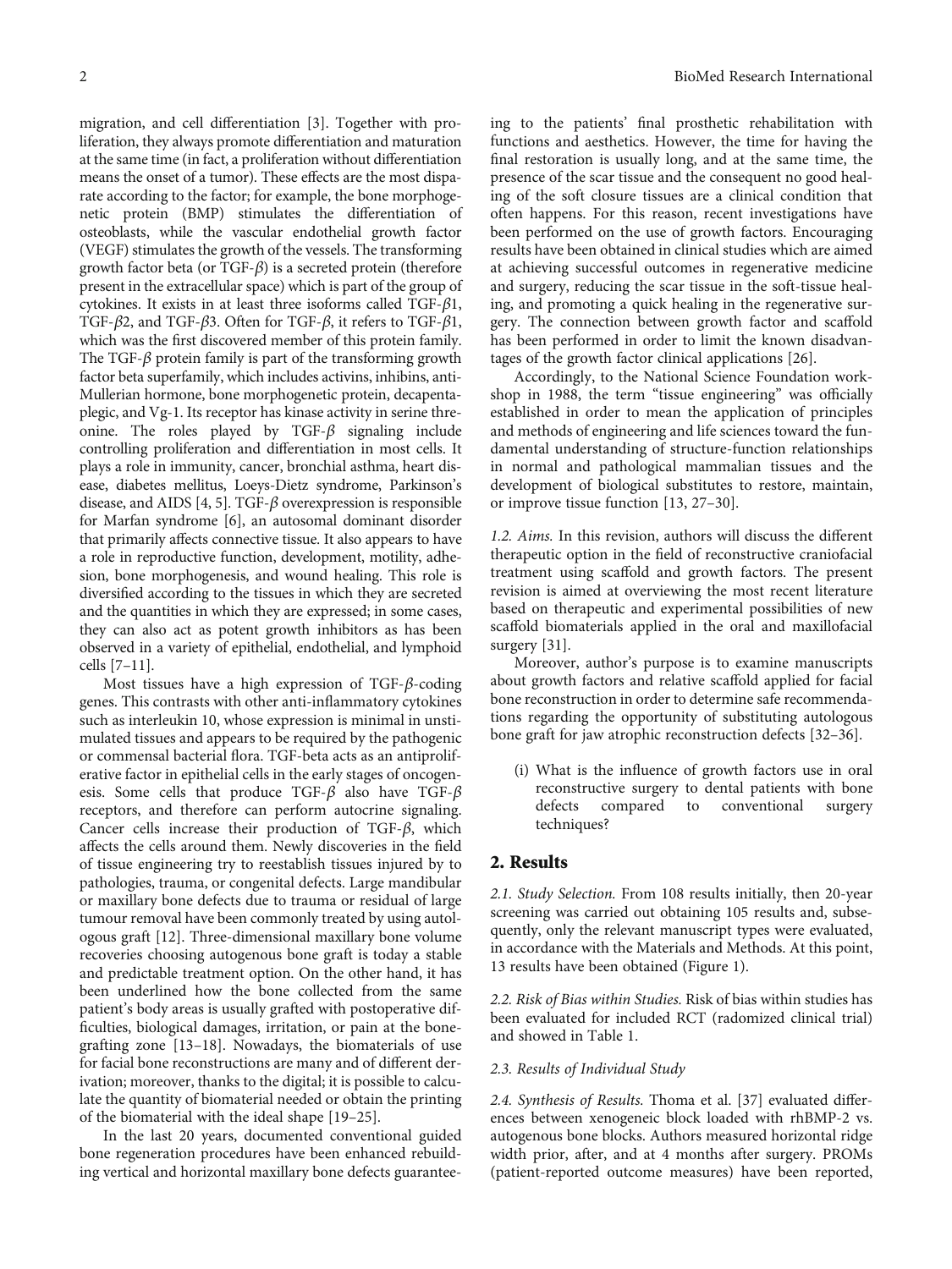migration, and cell differentiation [3]. Together with proliferation, they always promote differentiation and maturation at the same time (in fact, a proliferation without differentiation means the onset of a tumor). These effects are the most disparate according to the factor; for example, the bone morphogenetic protein (BMP) stimulates the differentiation of osteoblasts, while the vascular endothelial growth factor (VEGF) stimulates the growth of the vessels. The transforming growth factor beta (or TGF-$\beta$) is a secreted protein (therefore present in the extracellular space) which is part of the group of cytokines. It exists in at least three isoforms called TGF-$\beta$1, TGF-$\beta$2, and TGF-$\beta$3. Often for TGF-$\beta$, it refers to TGF-$\beta$1, which was the first discovered member of this protein family. The TGF-$\beta$ protein family is part of the transforming growth factor beta superfamily, which includes activins, inhibins, anti-Mullerian hormone, bone morphogenetic protein, decapentaplegic, and Vg-1. Its receptor has kinase activity in serine threonine. The roles played by TGF-$\beta$ signaling include controlling proliferation and differentiation in most cells. It plays a role in immunity, cancer, bronchial asthma, heart disease, diabetes mellitus, Loeys-Dietz syndrome, Parkinson's disease, and AIDS [4, 5]. TGF-$\beta$ overexpression is responsible for Marfan syndrome [6], an autosomal dominant disorder that primarily affects connective tissue. It also appears to have a role in reproductive function, development, motility, adhesion, bone morphogenesis, and wound healing. This role is diversified according to the tissues in which they are secreted and the quantities in which they are expressed; in some cases, they can also act as potent growth inhibitors as has been observed in a variety of epithelial, endothelial, and lymphoid cells [7–11].

Most tissues have a high expression of TGF-$\beta$-coding genes. This contrasts with other anti-inflammatory cytokines such as interleukin 10, whose expression is minimal in unstimulated tissues and appears to be required by the pathogenic or commensal bacterial flora. TGF-beta acts as an antiproliferative factor in epithelial cells in the early stages of oncogenesis. Some cells that produce TGF-$\beta$ also have TGF-$\beta$ receptors, and therefore can perform autocrine signaling. Cancer cells increase their production of TGF-$\beta$, which affects the cells around them. Newly discoveries in the field of tissue engineering try to reestablish tissues injured by to pathologies, trauma, or congenital defects. Large mandibular or maxillary bone defects due to trauma or residual of large tumour removal have been commonly treated by using autologous graft [12]. Three-dimensional maxillary bone volume recoveries choosing autogenous bone graft is today a stable and predictable treatment option. On the other hand, it has been underlined how the bone collected from the same patient's body areas is usually grafted with postoperative difficulties, biological damages, irritation, or pain at the bone-grafting zone [13–18]. Nowadays, the biomaterials of use for facial bone reconstructions are many and of different derivation; moreover, thanks to the digital; it is possible to calculate the quantity of biomaterial needed or obtain the printing of the biomaterial with the ideal shape [19–25].

In the last 20 years, documented conventional guided bone regeneration procedures have been enhanced rebuilding vertical and horizontal maxillary bone defects guaranteeing to the patients' final prosthetic rehabilitation with functions and aesthetics. However, the time for having the final restoration is usually long, and at the same time, the presence of the scar tissue and the consequent no good healing of the soft closure tissues are a clinical condition that often happens. For this reason, recent investigations have been performed on the use of growth factors. Encouraging results have been obtained in clinical studies which are aimed at achieving successful outcomes in regenerative medicine and surgery, reducing the scar tissue in the soft-tissue healing, and promoting a quick healing in the regenerative surgery. The connection between growth factor and scaffold has been performed in order to limit the known disadvantages of the growth factor clinical applications [26].

Accordingly, to the National Science Foundation workshop in 1988, the term "tissue engineering" was officially established in order to mean the application of principles and methods of engineering and life sciences toward the fundamental understanding of structure-function relationships in normal and pathological mammalian tissues and the development of biological substitutes to restore, maintain, or improve tissue function [13, 27–30].

*1.2. Aims.* In this revision, authors will discuss the different therapeutic option in the field of reconstructive craniofacial treatment using scaffold and growth factors. The present revision is aimed at overviewing the most recent literature based on therapeutic and experimental possibilities of new scaffold biomaterials applied in the oral and maxillofacial surgery [31].

Moreover, author's purpose is to examine manuscripts about growth factors and relative scaffold applied for facial bone reconstruction in order to determine safe recommendations regarding the opportunity of substituting autologous bone graft for jaw atrophic reconstruction defects [32–36].

(i) What is the influence of growth factors use in oral reconstructive surgery to dental patients with bone defects compared to conventional surgery techniques?

## 2. Results

*2.1. Study Selection.* From 108 results initially, then 20-year screening was carried out obtaining 105 results and, subsequently, only the relevant manuscript types were evaluated, in accordance with the Materials and Methods. At this point, 13 results have been obtained (Figure 1).

*2.2. Risk of Bias within Studies.* Risk of bias within studies has been evaluated for included RCT (radomized clinical trial) and showed in Table 1.

*2.3. Results of Individual Study*

*2.4. Synthesis of Results.* Thoma et al. [37] evaluated differences between xenogeneic block loaded with rhBMP-2 vs. autogenous bone blocks. Authors measured horizontal ridge width prior, after, and at 4 months after surgery. PROMs (patient-reported outcome measures) have been reported,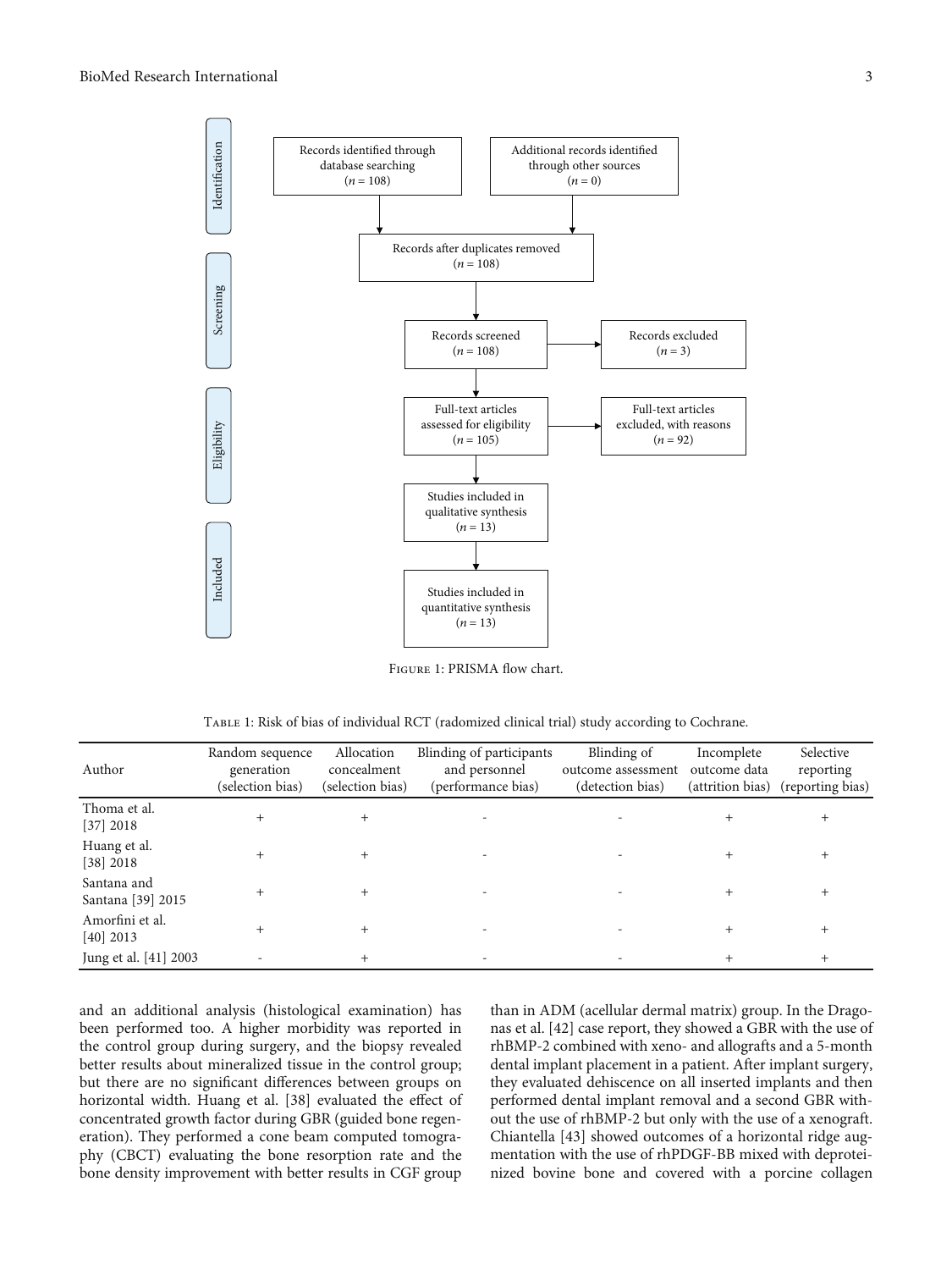Identification

Records identified through database searching ($n = 108$)

Additional records identified through other sources ($n = 0$)

Records after duplicates removed ($n = 108$)

Screening

Records screened ($n = 108$)

Records excluded ($n = 3$)

Eligibility

Full-text articles assessed for eligibility ($n = 105$)

Full-text articles excluded, with reasons ($n = 92$)

Included

Studies included in qualitative synthesis ($n = 13$)

Studies included in quantitative synthesis ($n = 13$)

Figure 1: PRISMA flow chart.

Table 1: Risk of bias of individual RCT (radomized clinical trial) study according to Cochrane.

| Author | Random sequence generation (selection bias) | Allocation concealment (selection bias) | Blinding of participants and personnel (performance bias) | Blinding of outcome assessment (detection bias) | Incomplete outcome data (attrition bias) | Selective reporting (reporting bias) |
|---|---|---|---|---|---|---|
| Thoma et al. [37] 2018 | + | + | - | - | + | + |
| Huang et al. [38] 2018 | + | + | - | - | + | + |
| Santana and Santana [39] 2015 | + | + | - | - | + | + |
| Amorfini et al. [40] 2013 | + | + | - | - | + | + |
| Jung et al. [41] 2003 | - | + | - | - | + | + |

and an additional analysis (histological examination) has been performed too. A higher morbidity was reported in the control group during surgery, and the biopsy revealed better results about mineralized tissue in the control group; but there are no significant differences between groups on horizontal width. Huang et al. [38] evaluated the effect of concentrated growth factor during GBR (guided bone regeneration). They performed a cone beam computed tomography (CBCT) evaluating the bone resorption rate and the bone density improvement with better results in CGF group than in ADM (acellular dermal matrix) group. In the Dragonas et al. [42] case report, they showed a GBR with the use of rhBMP-2 combined with xeno- and allografts and a 5-month dental implant placement in a patient. After implant surgery, they evaluated dehiscence on all inserted implants and then performed dental implant removal and a second GBR without the use of rhBMP-2 but only with the use of a xenograft. Chiantella [43] showed outcomes of a horizontal ridge augmentation with the use of rhPDGF-BB mixed with deproteinized bovine bone and covered with a porcine collagen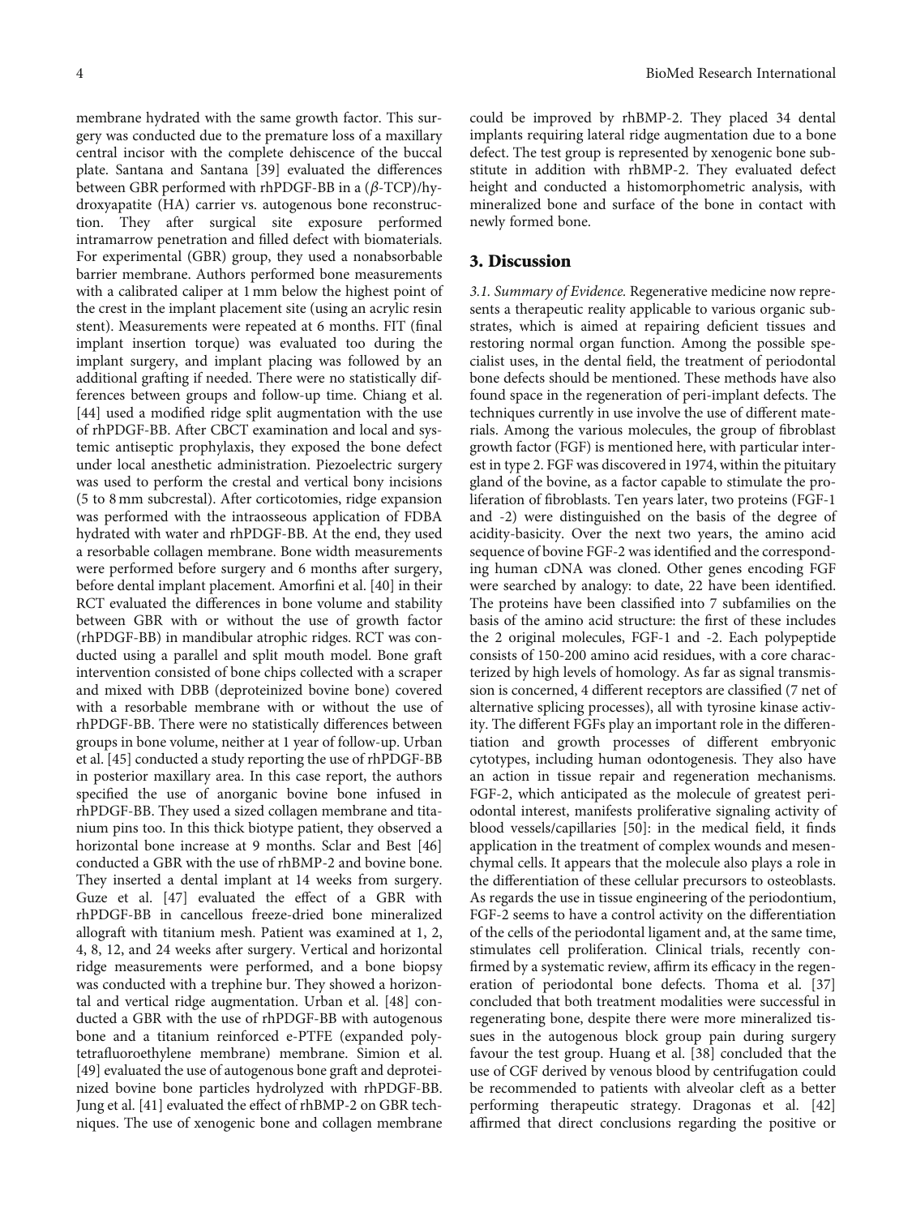membrane hydrated with the same growth factor. This surgery was conducted due to the premature loss of a maxillary central incisor with the complete dehiscence of the buccal plate. Santana and Santana [39] evaluated the differences between GBR performed with rhPDGF-BB in a ($\beta$-TCP)/hydroxyapatite (HA) carrier vs. autogenous bone reconstruction. They after surgical site exposure performed intramarrow penetration and filled defect with biomaterials. For experimental (GBR) group, they used a nonabsorbable barrier membrane. Authors performed bone measurements with a calibrated caliper at 1 mm below the highest point of the crest in the implant placement site (using an acrylic resin stent). Measurements were repeated at 6 months. FIT (final implant insertion torque) was evaluated too during the implant surgery, and implant placing was followed by an additional grafting if needed. There were no statistically differences between groups and follow-up time. Chiang et al. [44] used a modified ridge split augmentation with the use of rhPDGF-BB. After CBCT examination and local and systemic antiseptic prophylaxis, they exposed the bone defect under local anesthetic administration. Piezoelectric surgery was used to perform the crestal and vertical bony incisions (5 to 8 mm subcrestal). After corticotomies, ridge expansion was performed with the intraosseous application of FDBA hydrated with water and rhPDGF-BB. At the end, they used a resorbable collagen membrane. Bone width measurements were performed before surgery and 6 months after surgery, before dental implant placement. Amorfini et al. [40] in their RCT evaluated the differences in bone volume and stability between GBR with or without the use of growth factor (rhPDGF-BB) in mandibular atrophic ridges. RCT was conducted using a parallel and split mouth model. Bone graft intervention consisted of bone chips collected with a scraper and mixed with DBB (deproteinized bovine bone) covered with a resorbable membrane with or without the use of rhPDGF-BB. There were no statistically differences between groups in bone volume, neither at 1 year of follow-up. Urban et al. [45] conducted a study reporting the use of rhPDGF-BB in posterior maxillary area. In this case report, the authors specified the use of anorganic bovine bone infused in rhPDGF-BB. They used a sized collagen membrane and titanium pins too. In this thick biotype patient, they observed a horizontal bone increase at 9 months. Sclar and Best [46] conducted a GBR with the use of rhBMP-2 and bovine bone. They inserted a dental implant at 14 weeks from surgery. Guze et al. [47] evaluated the effect of a GBR with rhPDGF-BB in cancellous freeze-dried bone mineralized allograft with titanium mesh. Patient was examined at 1, 2, 4, 8, 12, and 24 weeks after surgery. Vertical and horizontal ridge measurements were performed, and a bone biopsy was conducted with a trephine bur. They showed a horizontal and vertical ridge augmentation. Urban et al. [48] conducted a GBR with the use of rhPDGF-BB with autogenous bone and a titanium reinforced e-PTFE (expanded polytetrafluoroethylene membrane) membrane. Simion et al. [49] evaluated the use of autogenous bone graft and deproteinized bovine bone particles hydrolyzed with rhPDGF-BB. Jung et al. [41] evaluated the effect of rhBMP-2 on GBR techniques. The use of xenogenic bone and collagen membrane could be improved by rhBMP-2. They placed 34 dental implants requiring lateral ridge augmentation due to a bone defect. The test group is represented by xenogenic bone substitute in addition with rhBMP-2. They evaluated defect height and conducted a histomorphometric analysis, with mineralized bone and surface of the bone in contact with newly formed bone.

## 3. Discussion

*3.1. Summary of Evidence.* Regenerative medicine now represents a therapeutic reality applicable to various organic substrates, which is aimed at repairing deficient tissues and restoring normal organ function. Among the possible specialist uses, in the dental field, the treatment of periodontal bone defects should be mentioned. These methods have also found space in the regeneration of peri-implant defects. The techniques currently in use involve the use of different materials. Among the various molecules, the group of fibroblast growth factor (FGF) is mentioned here, with particular interest in type 2. FGF was discovered in 1974, within the pituitary gland of the bovine, as a factor capable to stimulate the proliferation of fibroblasts. Ten years later, two proteins (FGF-1 and -2) were distinguished on the basis of the degree of acidity-basicity. Over the next two years, the amino acid sequence of bovine FGF-2 was identified and the corresponding human cDNA was cloned. Other genes encoding FGF were searched by analogy: to date, 22 have been identified. The proteins have been classified into 7 subfamilies on the basis of the amino acid structure: the first of these includes the 2 original molecules, FGF-1 and -2. Each polypeptide consists of 150-200 amino acid residues, with a core characterized by high levels of homology. As far as signal transmission is concerned, 4 different receptors are classified (7 net of alternative splicing processes), all with tyrosine kinase activity. The different FGFs play an important role in the differentiation and growth processes of different embryonic cytotypes, including human odontogenesis. They also have an action in tissue repair and regeneration mechanisms. FGF-2, which anticipated as the molecule of greatest periodontal interest, manifests proliferative signaling activity of blood vessels/capillaries [50]: in the medical field, it finds application in the treatment of complex wounds and mesenchymal cells. It appears that the molecule also plays a role in the differentiation of these cellular precursors to osteoblasts. As regards the use in tissue engineering of the periodontium, FGF-2 seems to have a control activity on the differentiation of the cells of the periodontal ligament and, at the same time, stimulates cell proliferation. Clinical trials, recently confirmed by a systematic review, affirm its efficacy in the regeneration of periodontal bone defects. Thoma et al. [37] concluded that both treatment modalities were successful in regenerating bone, despite there were more mineralized tissues in the autogenous block group pain during surgery favour the test group. Huang et al. [38] concluded that the use of CGF derived by venous blood by centrifugation could be recommended to patients with alveolar cleft as a better performing therapeutic strategy. Dragonas et al. [42] affirmed that direct conclusions regarding the positive or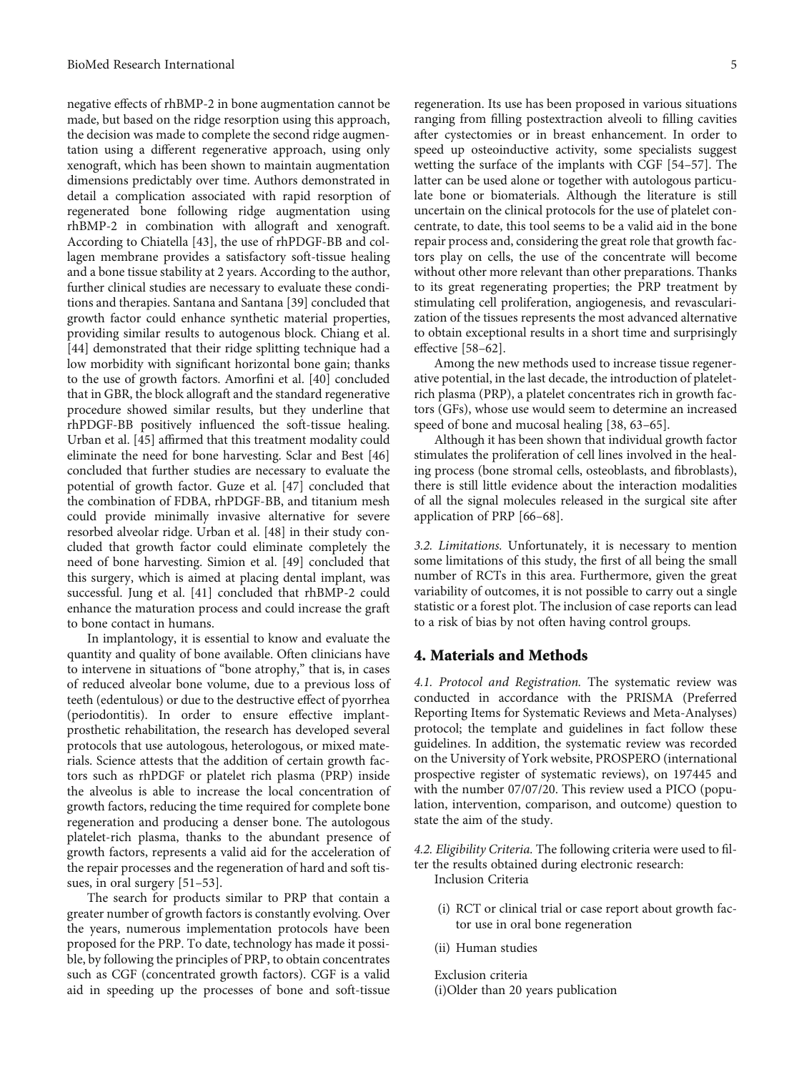negative effects of rhBMP-2 in bone augmentation cannot be made, but based on the ridge resorption using this approach, the decision was made to complete the second ridge augmentation using a different regenerative approach, using only xenograft, which has been shown to maintain augmentation dimensions predictably over time. Authors demonstrated in detail a complication associated with rapid resorption of regenerated bone following ridge augmentation using rhBMP-2 in combination with allograft and xenograft. According to Chiatella [43], the use of rhPDGF-BB and collagen membrane provides a satisfactory soft-tissue healing and a bone tissue stability at 2 years. According to the author, further clinical studies are necessary to evaluate these conditions and therapies. Santana and Santana [39] concluded that growth factor could enhance synthetic material properties, providing similar results to autogenous block. Chiang et al. [44] demonstrated that their ridge splitting technique had a low morbidity with significant horizontal bone gain; thanks to the use of growth factors. Amorfini et al. [40] concluded that in GBR, the block allograft and the standard regenerative procedure showed similar results, but they underline that rhPDGF-BB positively influenced the soft-tissue healing. Urban et al. [45] affirmed that this treatment modality could eliminate the need for bone harvesting. Sclar and Best [46] concluded that further studies are necessary to evaluate the potential of growth factor. Guze et al. [47] concluded that the combination of FDBA, rhPDGF-BB, and titanium mesh could provide minimally invasive alternative for severe resorbed alveolar ridge. Urban et al. [48] in their study concluded that growth factor could eliminate completely the need of bone harvesting. Simion et al. [49] concluded that this surgery, which is aimed at placing dental implant, was successful. Jung et al. [41] concluded that rhBMP-2 could enhance the maturation process and could increase the graft to bone contact in humans.

In implantology, it is essential to know and evaluate the quantity and quality of bone available. Often clinicians have to intervene in situations of "bone atrophy," that is, in cases of reduced alveolar bone volume, due to a previous loss of teeth (edentulous) or due to the destructive effect of pyorrhea (periodontitis). In order to ensure effective implant-prosthetic rehabilitation, the research has developed several protocols that use autologous, heterologous, or mixed materials. Science attests that the addition of certain growth factors such as rhPDGF or platelet rich plasma (PRP) inside the alveolus is able to increase the local concentration of growth factors, reducing the time required for complete bone regeneration and producing a denser bone. The autologous platelet-rich plasma, thanks to the abundant presence of growth factors, represents a valid aid for the acceleration of the repair processes and the regeneration of hard and soft tissues, in oral surgery [51–53].

The search for products similar to PRP that contain a greater number of growth factors is constantly evolving. Over the years, numerous implementation protocols have been proposed for the PRP. To date, technology has made it possible, by following the principles of PRP, to obtain concentrates such as CGF (concentrated growth factors). CGF is a valid aid in speeding up the processes of bone and soft-tissue regeneration. Its use has been proposed in various situations ranging from filling postextraction alveoli to filling cavities after cystectomies or in breast enhancement. In order to speed up osteoinductive activity, some specialists suggest wetting the surface of the implants with CGF [54–57]. The latter can be used alone or together with autologous particulate bone or biomaterials. Although the literature is still uncertain on the clinical protocols for the use of platelet concentrate, to date, this tool seems to be a valid aid in the bone repair process and, considering the great role that growth factors play on cells, the use of the concentrate will become without other more relevant than other preparations. Thanks to its great regenerating properties; the PRP treatment by stimulating cell proliferation, angiogenesis, and revascularization of the tissues represents the most advanced alternative to obtain exceptional results in a short time and surprisingly effective [58–62].

Among the new methods used to increase tissue regenerative potential, in the last decade, the introduction of platelet-rich plasma (PRP), a platelet concentrates rich in growth factors (GFs), whose use would seem to determine an increased speed of bone and mucosal healing [38, 63–65].

Although it has been shown that individual growth factor stimulates the proliferation of cell lines involved in the healing process (bone stromal cells, osteoblasts, and fibroblasts), there is still little evidence about the interaction modalities of all the signal molecules released in the surgical site after application of PRP [66–68].

*3.2. Limitations.* Unfortunately, it is necessary to mention some limitations of this study, the first of all being the small number of RCTs in this area. Furthermore, given the great variability of outcomes, it is not possible to carry out a single statistic or a forest plot. The inclusion of case reports can lead to a risk of bias by not often having control groups.

## 4. Materials and Methods

*4.1. Protocol and Registration.* The systematic review was conducted in accordance with the PRISMA (Preferred Reporting Items for Systematic Reviews and Meta-Analyses) protocol; the template and guidelines in fact follow these guidelines. In addition, the systematic review was recorded on the University of York website, PROSPERO (international prospective register of systematic reviews), on 197445 and with the number 07/07/20. This review used a PICO (population, intervention, comparison, and outcome) question to state the aim of the study.

*4.2. Eligibility Criteria.* The following criteria were used to filter the results obtained during electronic research:

Inclusion Criteria

(i) RCT or clinical trial or case report about growth factor use in oral bone regeneration

(ii) Human studies

Exclusion criteria

(i)Older than 20 years publication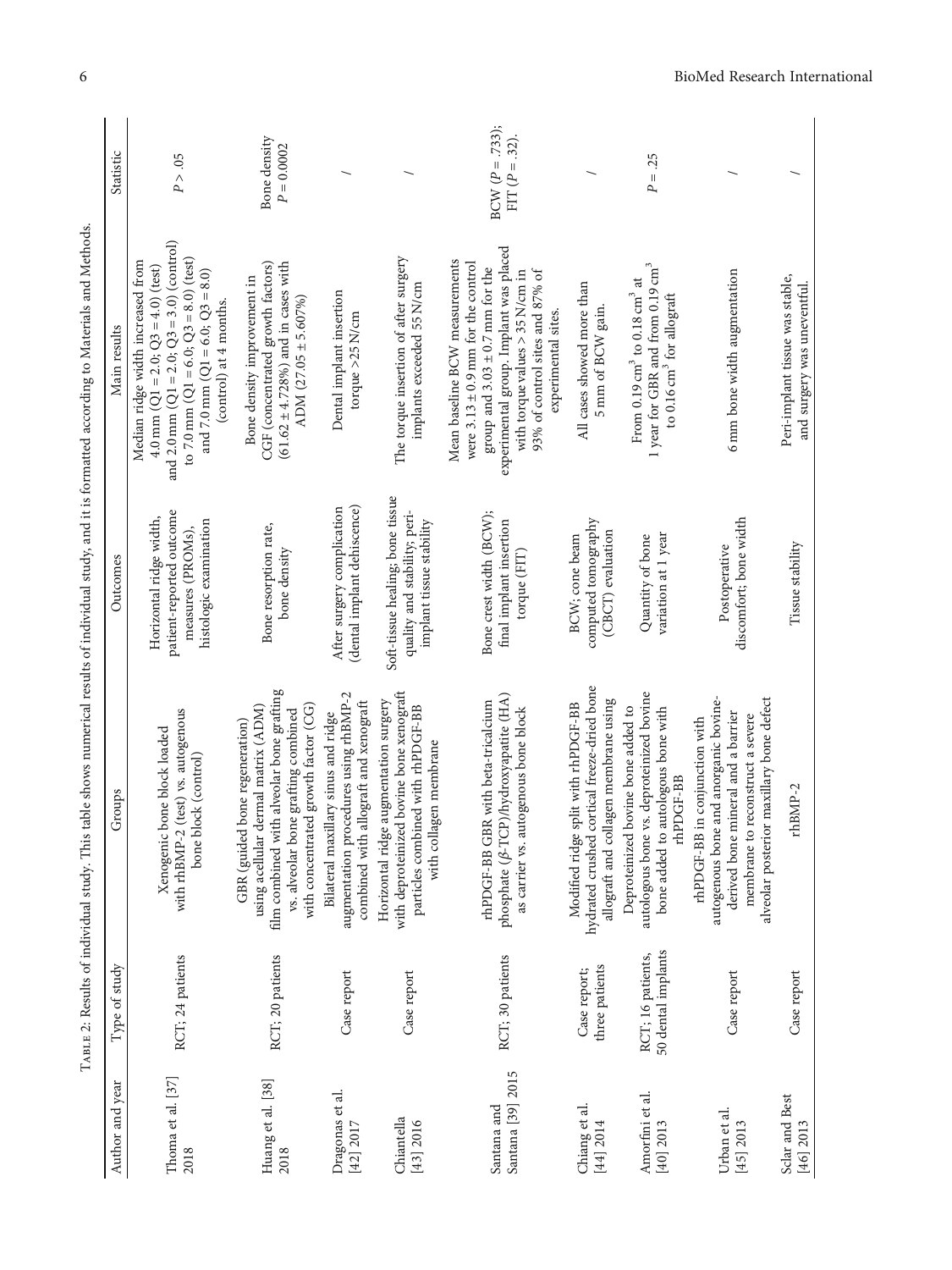Table 2: Results of individual study. This table shows numerical results of individual study, and it is formatted according to Materials and Methods.

| Author and year | Type of study | Groups | Outcomes | Main results | Statistic |
|---|---|---|---|---|---|
| Thoma et al. [37] 2018 | RCT; 24 patients | Xenogenic bone block loaded with rhBMP-2 (test) vs. autogenous bone block (control) | Horizontal ridge width, patient-reported outcome measures (PROMs), histologic examination | Median ridge width increased from 4.0 mm (Q1 = 2.0; Q3 = 4.0) (test) and 2.0 mm (Q1 = 2.0; Q3 = 3.0) (control) to 7.0 mm (Q1 = 6.0; Q3 = 8.0) (test) and 7.0 mm (Q1 = 6.0; Q3 = 8.0) (control) at 4 months. | $P > .05$ |
| Huang et al. [38] 2018 | RCT; 20 patients | GBR (guided bone regeneration) using acellular dermal matrix (ADM) film combined with alveolar bone grafting vs. alveolar bone grafting combined with concentrated growth factor (CG) | Bone resorption rate, bone density | Bone density improvement in CGF (concentrated growth factors) (61.62 ± 4.728%) and in cases with ADM (27.05 ± 5.607%) | Bone density $P = 0.0002$ |
| Dragonas et al. [42] 2017 | Case report | Bilateral maxillary sinus and ridge augmentation procedures using rhBMP-2 combined with allograft and xenograft | After surgery complication (dental implant dehiscence) | Dental implant insertion torque >25 N/cm | / |
| Chiantella [43] 2016 | Case report | Horizontal ridge augmentation surgery with deproteinized bovine bone xenograft particles combined with rhPDGF-BB with collagen membrane | Soft-tissue healing; bone tissue quality and stability; peri-implant tissue stability | The torque insertion of after surgery implants exceeded 55 N/cm | / |
| Santana and Santana [39] 2015 | RCT; 30 patients | rhPDGF-BB GBR with beta-tricalcium phosphate (β-TCP)/hydroxyapatite (HA) as carrier vs. autogenous bone block | Bone crest width (BCW); final implant insertion torque (FIT) | Mean baseline BCW measurements were 3.13 ± 0.9 mm for the control group and 3.03 ± 0.7 mm for the experimental group. Implant was placed with torque values > 35 N/cm in 93% of control sites and 87% of experimental sites. | BCW ($P = .733$); FIT ($P = .32$). |
| Chiang et al. [44] 2014 | Case report; three patients | Modified ridge split with rhPDGF-BB hydrated crushed cortical freeze-dried bone allograft and collagen membrane using | BCW; cone beam computed tomography (CBCT) evaluation | All cases showed more than 5 mm of BCW gain. | / |
| Amorfini et al. [40] 2013 | RCT; 16 patients, 50 dental implants | Deproteinized bovine bone added to autologous bone vs. deproteinized bovine bone added to autologous bone with rhPDGF-BB | Quantity of bone variation at 1 year | From 0.19 $cm^3$ to 0.18 $cm^3$ at 1 year for GBR and from 0.19 $cm^3$ to 0.16 $cm^3$ for allograft | $P = .25$ |
| Urban et al. [45] 2013 | Case report | rhPDGF-BB in conjunction with autogenous bone and anorganic bovine-derived bone mineral and a barrier membrane to reconstruct a severe alveolar posterior maxillary bone defect | Postoperative discomfort; bone width | 6 mm bone width augmentation | / |
| Sclar and Best [46] 2013 | Case report | rhBMP-2 | Tissue stability | Peri-implant tissue was stable, and surgery was uneventful. | / |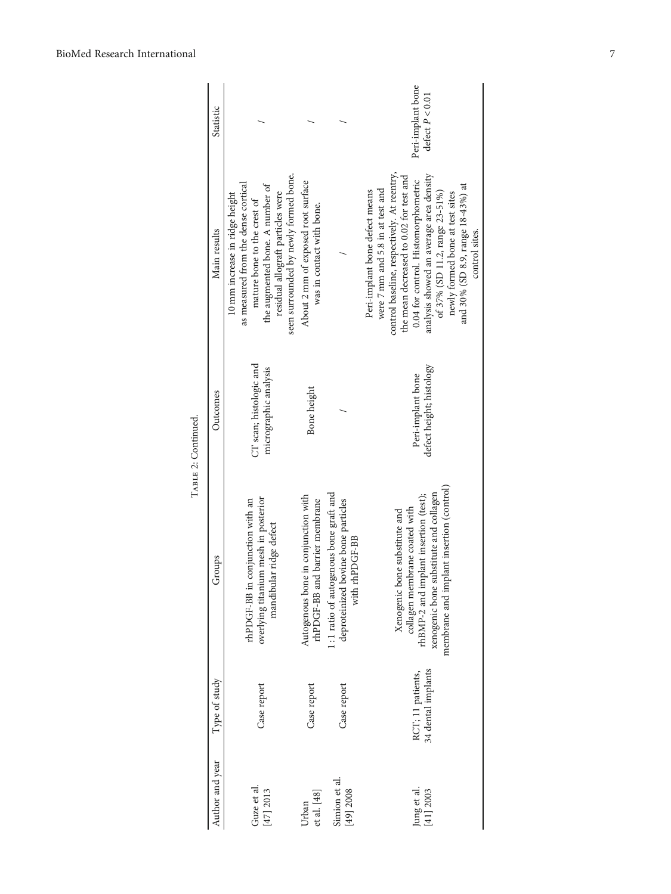Table 2: Continued.

| Author and year | Type of study | Groups | Outcomes | Main results | Statistic |
|---|---|---|---|---|---|
| Guze et al. [47] 2013 | Case report | rhPDGF-BB in conjunction with an overlying titanium mesh in posterior mandibular ridge defect | CT scan; histologic and micrographic analysis | 10 mm increase in ridge height as measured from the dense cortical mature bone to the crest of the augmented bone. A number of residual allograft particles were seen surrounded by newly formed bone. | / |
| Urban et al. [48] | Case report | Autogenous bone in conjunction with rhPDGF-BB and barrier membrane | Bone height | About 2 mm of exposed root surface was in contact with bone. | / |
| Simion et al. [49] 2008 | Case report | 1:1 ratio of autogenous bone graft and deproteinized bovine bone particles with rhPDGF-BB | / | / | / |
| Jung et al. [41] 2003 | RCT; 11 patients, 34 dental implants | Xenogenic bone substitute and collagen membrane coated with rhBMP-2 and implant insertion (test); xenogenic bone substitute and collagen membrane and implant insertion (control) | Peri-implant bone defect height; histology | Peri-implant bone defect means were 7 mm and 5.8 in at test and control baseline, respectively. At reentry, the mean decreased to 0.02 for test and 0.04 for control. Histomorphometric analysis showed an average area density of 37% (SD 11.2, range 23-51%) newly formed bone at test sites and 30% (SD 8.9, range 18-43%) at control sites. | Peri-implant bone defect $P < 0.01$ |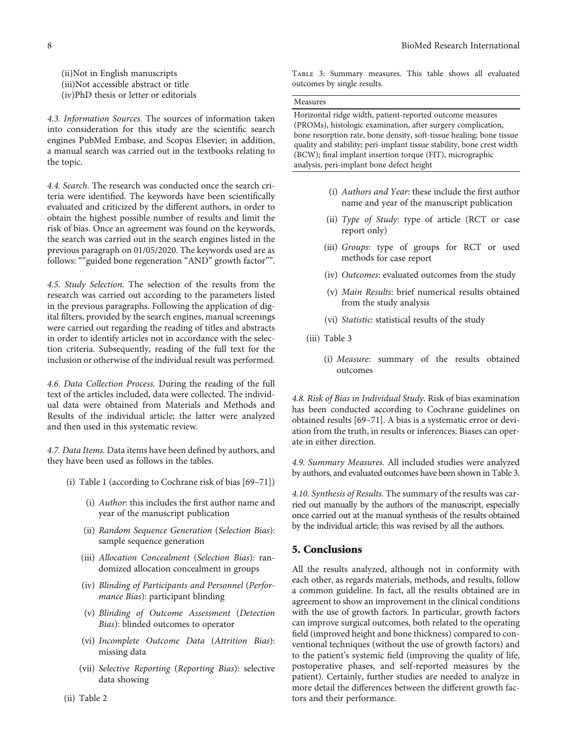(ii)Not in English manuscripts
(iii)Not accessible abstract or title
(iv)PhD thesis or letter or editorials

*4.3. Information Sources.* The sources of information taken into consideration for this study are the scientific search engines PubMed Embase, and Scopus Elsevier; in addition, a manual search was carried out in the textbooks relating to the topic.

*4.4. Search.* The research was conducted once the search criteria were identified. The keywords have been scientifically evaluated and criticized by the different authors, in order to obtain the highest possible number of results and limit the risk of bias. Once an agreement was found on the keywords, the search was carried out in the search engines listed in the previous paragraph on 01/05/2020. The keywords used are as follows: ""guided bone regeneration "AND" growth factor"".

*4.5. Study Selection.* The selection of the results from the research was carried out according to the parameters listed in the previous paragraphs. Following the application of digital filters, provided by the search engines, manual screenings were carried out regarding the reading of titles and abstracts in order to identify articles not in accordance with the selection criteria. Subsequently, reading of the full text for the inclusion or otherwise of the individual result was performed.

*4.6. Data Collection Process.* During the reading of the full text of the articles included, data were collected. The individual data were obtained from Materials and Methods and Results of the individual article; the latter were analyzed and then used in this systematic review.

*4.7. Data Items.* Data items have been defined by authors, and they have been used as follows in the tables.

- (i) Table 1 (according to Cochrane risk of bias [69–71])
  - (i) *Author*: this includes the first author name and year of the manuscript publication
  - (ii) *Random Sequence Generation* (*Selection Bias*): sample sequence generation
  - (iii) *Allocation Concealment* (*Selection Bias*): randomized allocation concealment in groups
  - (iv) *Blinding of Participants and Personnel* (*Performance Bias*): participant blinding
  - (v) *Blinding of Outcome Assessment* (*Detection Bias*): blinded outcomes to operator
  - (vi) *Incomplete Outcome Data* (*Attrition Bias*): missing data
  - (vii) *Selective Reporting* (*Reporting Bias*): selective data showing
- (ii) Table 2
  - (i) *Authors and Year*: these include the first author name and year of the manuscript publication
  - (ii) *Type of Study*: type of article (RCT or case report only)
  - (iii) *Groups*: type of groups for RCT or used methods for case report
  - (iv) *Outcomes*: evaluated outcomes from the study
  - (v) *Main Results*: brief numerical results obtained from the study analysis
  - (vi) *Statistic*: statistical results of the study
- (iii) Table 3
  - (i) *Measure*: summary of the results obtained outcomes

Table 3: Summary measures. This table shows all evaluated outcomes by single results.

| Measures |
|---|
| Horizontal ridge width, patient-reported outcome measures (PROMs), histologic examination, after surgery complication, bone resorption rate, bone density, soft-tissue healing; bone tissue quality and stability; peri-implant tissue stability, bone crest width (BCW); final implant insertion torque (FIT), micrographic analysis, peri-implant bone defect height |

*4.8. Risk of Bias in Individual Study.* Risk of bias examination has been conducted according to Cochrane guidelines on obtained results [69–71]. A bias is a systematic error or deviation from the truth, in results or inferences. Biases can operate in either direction.

*4.9. Summary Measures.* All included studies were analyzed by authors, and evaluated outcomes have been shown in Table 3.

*4.10. Synthesis of Results.* The summary of the results was carried out manually by the authors of the manuscript, especially once carried out at the manual synthesis of the results obtained by the individual article; this was revised by all the authors.

## 5. Conclusions

All the results analyzed, although not in conformity with each other, as regards materials, methods, and results, follow a common guideline. In fact, all the results obtained are in agreement to show an improvement in the clinical conditions with the use of growth factors. In particular, growth factors can improve surgical outcomes, both related to the operating field (improved height and bone thickness) compared to conventional techniques (without the use of growth factors) and to the patient's systemic field (improving the quality of life, postoperative phases, and self-reported measures by the patient). Certainly, further studies are needed to analyze in more detail the differences between the different growth factors and their performance.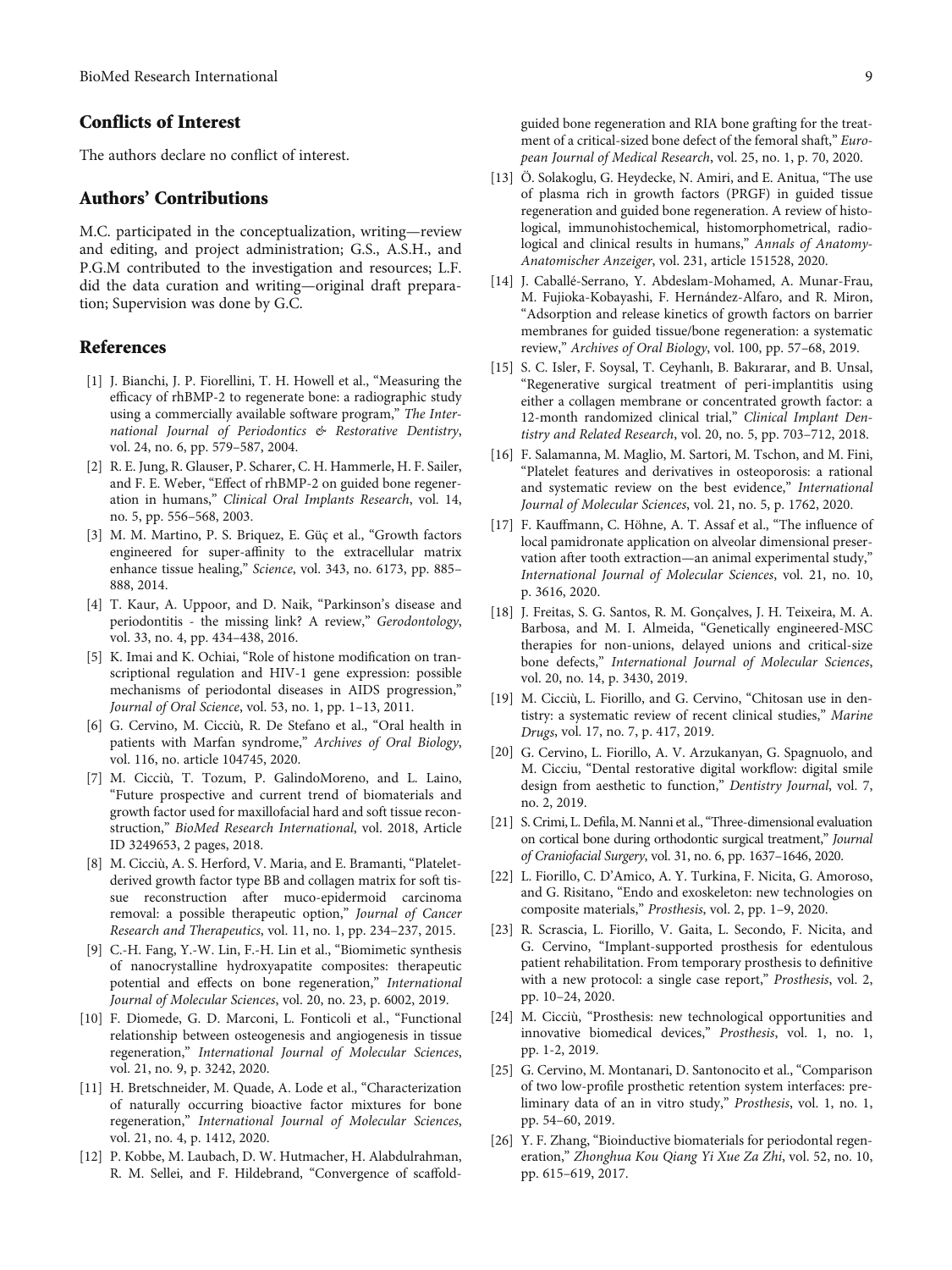## Conflicts of Interest

The authors declare no conflict of interest.

## Authors' Contributions

M.C. participated in the conceptualization, writing—review and editing, and project administration; G.S., A.S.H., and P.G.M contributed to the investigation and resources; L.F. did the data curation and writing—original draft preparation; Supervision was done by G.C.

## References

[1] J. Bianchi, J. P. Fiorellini, T. H. Howell et al., "Measuring the efficacy of rhBMP-2 to regenerate bone: a radiographic study using a commercially available software program," *The International Journal of Periodontics & Restorative Dentistry*, vol. 24, no. 6, pp. 579–587, 2004.

[2] R. E. Jung, R. Glauser, P. Scharer, C. H. Hammerle, H. F. Sailer, and F. E. Weber, "Effect of rhBMP-2 on guided bone regeneration in humans," *Clinical Oral Implants Research*, vol. 14, no. 5, pp. 556–568, 2003.

[3] M. M. Martino, P. S. Briquez, E. Güç et al., "Growth factors engineered for super-affinity to the extracellular matrix enhance tissue healing," *Science*, vol. 343, no. 6173, pp. 885–888, 2014.

[4] T. Kaur, A. Uppoor, and D. Naik, "Parkinson's disease and periodontitis - the missing link? A review," *Gerodontology*, vol. 33, no. 4, pp. 434–438, 2016.

[5] K. Imai and K. Ochiai, "Role of histone modification on transcriptional regulation and HIV-1 gene expression: possible mechanisms of periodontal diseases in AIDS progression," *Journal of Oral Science*, vol. 53, no. 1, pp. 1–13, 2011.

[6] G. Cervino, M. Cicciù, R. De Stefano et al., "Oral health in patients with Marfan syndrome," *Archives of Oral Biology*, vol. 116, no. article 104745, 2020.

[7] M. Cicciù, T. Tozum, P. GalindoMoreno, and L. Laino, "Future prospective and current trend of biomaterials and growth factor used for maxillofacial hard and soft tissue reconstruction," *BioMed Research International*, vol. 2018, Article ID 3249653, 2 pages, 2018.

[8] M. Cicciù, A. S. Herford, V. Maria, and E. Bramanti, "Platelet-derived growth factor type BB and collagen matrix for soft tissue reconstruction after muco-epidermoid carcinoma removal: a possible therapeutic option," *Journal of Cancer Research and Therapeutics*, vol. 11, no. 1, pp. 234–237, 2015.

[9] C.-H. Fang, Y.-W. Lin, F.-H. Lin et al., "Biomimetic synthesis of nanocrystalline hydroxyapatite composites: therapeutic potential and effects on bone regeneration," *International Journal of Molecular Sciences*, vol. 20, no. 23, p. 6002, 2019.

[10] F. Diomede, G. D. Marconi, L. Fonticoli et al., "Functional relationship between osteogenesis and angiogenesis in tissue regeneration," *International Journal of Molecular Sciences*, vol. 21, no. 9, p. 3242, 2020.

[11] H. Bretschneider, M. Quade, A. Lode et al., "Characterization of naturally occurring bioactive factor mixtures for bone regeneration," *International Journal of Molecular Sciences*, vol. 21, no. 4, p. 1412, 2020.

[12] P. Kobbe, M. Laubach, D. W. Hutmacher, H. Alabdulrahman, R. M. Sellei, and F. Hildebrand, "Convergence of scaffold-guided bone regeneration and RIA bone grafting for the treatment of a critical-sized bone defect of the femoral shaft," *European Journal of Medical Research*, vol. 25, no. 1, p. 70, 2020.

[13] Ö. Solakoglu, G. Heydecke, N. Amiri, and E. Anitua, "The use of plasma rich in growth factors (PRGF) in guided tissue regeneration and guided bone regeneration. A review of histological, immunohistochemical, histomorphometrical, radiological and clinical results in humans," *Annals of Anatomy-Anatomischer Anzeiger*, vol. 231, article 151528, 2020.

[14] J. Caballé-Serrano, Y. Abdeslam-Mohamed, A. Munar-Frau, M. Fujioka-Kobayashi, F. Hernández-Alfaro, and R. Miron, "Adsorption and release kinetics of growth factors on barrier membranes for guided tissue/bone regeneration: a systematic review," *Archives of Oral Biology*, vol. 100, pp. 57–68, 2019.

[15] S. C. Isler, F. Soysal, T. Ceyhanlı, B. Bakırarar, and B. Unsal, "Regenerative surgical treatment of peri-implantitis using either a collagen membrane or concentrated growth factor: a 12-month randomized clinical trial," *Clinical Implant Dentistry and Related Research*, vol. 20, no. 5, pp. 703–712, 2018.

[16] F. Salamanna, M. Maglio, M. Sartori, M. Tschon, and M. Fini, "Platelet features and derivatives in osteoporosis: a rational and systematic review on the best evidence," *International Journal of Molecular Sciences*, vol. 21, no. 5, p. 1762, 2020.

[17] F. Kauffmann, C. Höhne, A. T. Assaf et al., "The influence of local pamidronate application on alveolar dimensional preservation after tooth extraction—an animal experimental study," *International Journal of Molecular Sciences*, vol. 21, no. 10, p. 3616, 2020.

[18] J. Freitas, S. G. Santos, R. M. Gonçalves, J. H. Teixeira, M. A. Barbosa, and M. I. Almeida, "Genetically engineered-MSC therapies for non-unions, delayed unions and critical-size bone defects," *International Journal of Molecular Sciences*, vol. 20, no. 14, p. 3430, 2019.

[19] M. Cicciù, L. Fiorillo, and G. Cervino, "Chitosan use in dentistry: a systematic review of recent clinical studies," *Marine Drugs*, vol. 17, no. 7, p. 417, 2019.

[20] G. Cervino, L. Fiorillo, A. V. Arzukanyan, G. Spagnuolo, and M. Cicciu, "Dental restorative digital workflow: digital smile design from aesthetic to function," *Dentistry Journal*, vol. 7, no. 2, 2019.

[21] S. Crimi, L. Defila, M. Nanni et al., "Three-dimensional evaluation on cortical bone during orthodontic surgical treatment," *Journal of Craniofacial Surgery*, vol. 31, no. 6, pp. 1637–1646, 2020.

[22] L. Fiorillo, C. D'Amico, A. Y. Turkina, F. Nicita, G. Amoroso, and G. Risitano, "Endo and exoskeleton: new technologies on composite materials," *Prosthesis*, vol. 2, pp. 1–9, 2020.

[23] R. Scrascia, L. Fiorillo, V. Gaita, L. Secondo, F. Nicita, and G. Cervino, "Implant-supported prosthesis for edentulous patient rehabilitation. From temporary prosthesis to definitive with a new protocol: a single case report," *Prosthesis*, vol. 2, pp. 10–24, 2020.

[24] M. Cicciù, "Prosthesis: new technological opportunities and innovative biomedical devices," *Prosthesis*, vol. 1, no. 1, pp. 1-2, 2019.

[25] G. Cervino, M. Montanari, D. Santonocito et al., "Comparison of two low-profile prosthetic retention system interfaces: preliminary data of an in vitro study," *Prosthesis*, vol. 1, no. 1, pp. 54–60, 2019.

[26] Y. F. Zhang, "Bioinductive biomaterials for periodontal regeneration," *Zhonghua Kou Qiang Yi Xue Za Zhi*, vol. 52, no. 10, pp. 615–619, 2017.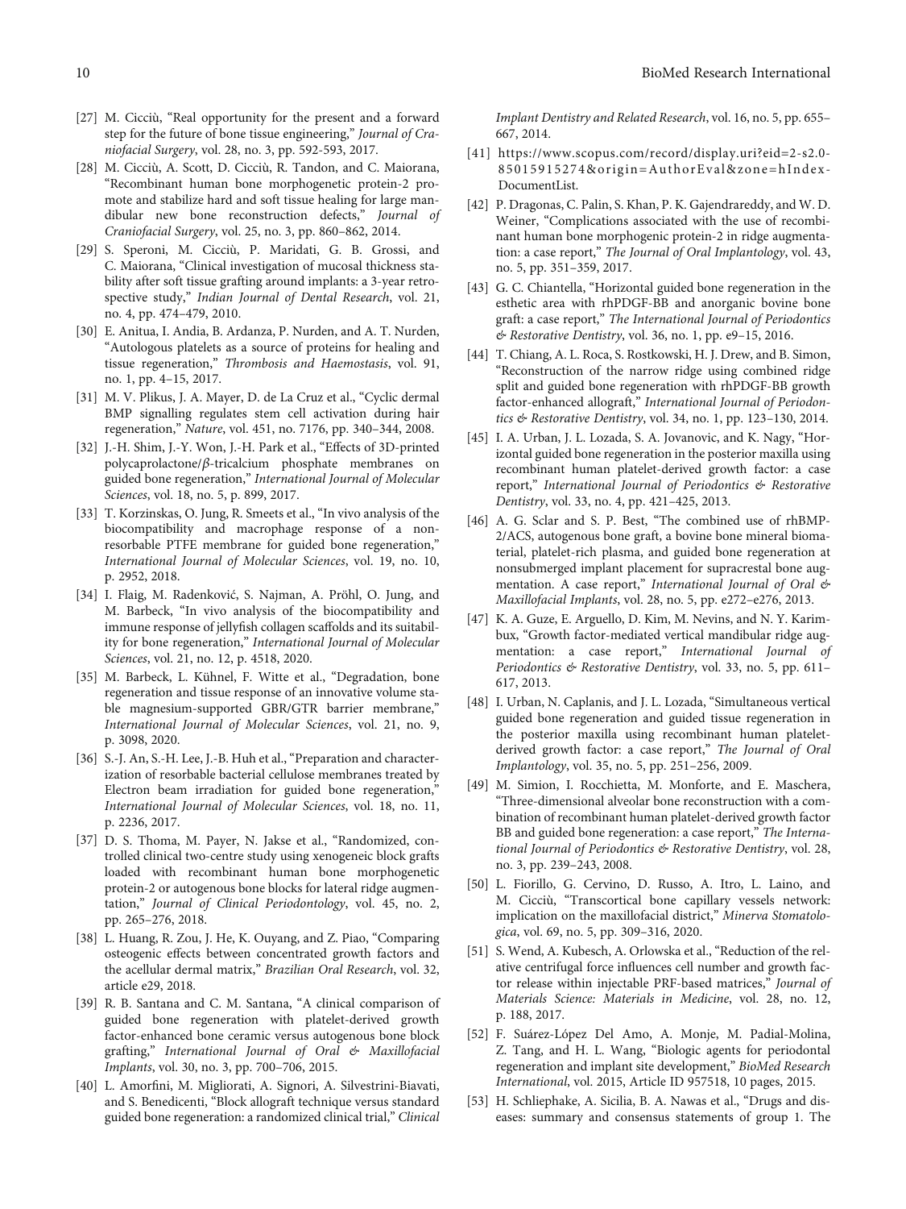[27] M. Cicciù, "Real opportunity for the present and a forward step for the future of bone tissue engineering," *Journal of Craniofacial Surgery*, vol. 28, no. 3, pp. 592-593, 2017.

[28] M. Cicciù, A. Scott, D. Cicciù, R. Tandon, and C. Maiorana, "Recombinant human bone morphogenetic protein-2 promote and stabilize hard and soft tissue healing for large mandibular new bone reconstruction defects," *Journal of Craniofacial Surgery*, vol. 25, no. 3, pp. 860–862, 2014.

[29] S. Speroni, M. Cicciù, P. Maridati, G. B. Grossi, and C. Maiorana, "Clinical investigation of mucosal thickness stability after soft tissue grafting around implants: a 3-year retrospective study," *Indian Journal of Dental Research*, vol. 21, no. 4, pp. 474–479, 2010.

[30] E. Anitua, I. Andia, B. Ardanza, P. Nurden, and A. T. Nurden, "Autologous platelets as a source of proteins for healing and tissue regeneration," *Thrombosis and Haemostasis*, vol. 91, no. 1, pp. 4–15, 2017.

[31] M. V. Plikus, J. A. Mayer, D. de La Cruz et al., "Cyclic dermal BMP signalling regulates stem cell activation during hair regeneration," *Nature*, vol. 451, no. 7176, pp. 340–344, 2008.

[32] J.-H. Shim, J.-Y. Won, J.-H. Park et al., "Effects of 3D-printed polycaprolactone/$\beta$-tricalcium phosphate membranes on guided bone regeneration," *International Journal of Molecular Sciences*, vol. 18, no. 5, p. 899, 2017.

[33] T. Korzinskas, O. Jung, R. Smeets et al., "In vivo analysis of the biocompatibility and macrophage response of a non-resorbable PTFE membrane for guided bone regeneration," *International Journal of Molecular Sciences*, vol. 19, no. 10, p. 2952, 2018.

[34] I. Flaig, M. Radenković, S. Najman, A. Pröhl, O. Jung, and M. Barbeck, "In vivo analysis of the biocompatibility and immune response of jellyfish collagen scaffolds and its suitability for bone regeneration," *International Journal of Molecular Sciences*, vol. 21, no. 12, p. 4518, 2020.

[35] M. Barbeck, L. Kühnel, F. Witte et al., "Degradation, bone regeneration and tissue response of an innovative volume stable magnesium-supported GBR/GTR barrier membrane," *International Journal of Molecular Sciences*, vol. 21, no. 9, p. 3098, 2020.

[36] S.-J. An, S.-H. Lee, J.-B. Huh et al., "Preparation and characterization of resorbable bacterial cellulose membranes treated by Electron beam irradiation for guided bone regeneration," *International Journal of Molecular Sciences*, vol. 18, no. 11, p. 2236, 2017.

[37] D. S. Thoma, M. Payer, N. Jakse et al., "Randomized, controlled clinical two-centre study using xenogeneic block grafts loaded with recombinant human bone morphogenetic protein-2 or autogenous bone blocks for lateral ridge augmentation," *Journal of Clinical Periodontology*, vol. 45, no. 2, pp. 265–276, 2018.

[38] L. Huang, R. Zou, J. He, K. Ouyang, and Z. Piao, "Comparing osteogenic effects between concentrated growth factors and the acellular dermal matrix," *Brazilian Oral Research*, vol. 32, article e29, 2018.

[39] R. B. Santana and C. M. Santana, "A clinical comparison of guided bone regeneration with platelet-derived growth factor-enhanced bone ceramic versus autogenous bone block grafting," *International Journal of Oral & Maxillofacial Implants*, vol. 30, no. 3, pp. 700–706, 2015.

[40] L. Amorfini, M. Migliorati, A. Signori, A. Silvestrini-Biavati, and S. Benedicenti, "Block allograft technique versus standard guided bone regeneration: a randomized clinical trial," *Clinical Implant Dentistry and Related Research*, vol. 16, no. 5, pp. 655–667, 2014.

[41] https://www.scopus.com/record/display.uri?eid=2-s2.0-85015915274&origin=AuthorEval&zone=hIndex-DocumentList.

[42] P. Dragonas, C. Palin, S. Khan, P. K. Gajendrareddy, and W. D. Weiner, "Complications associated with the use of recombinant human bone morphogenic protein-2 in ridge augmentation: a case report," *The Journal of Oral Implantology*, vol. 43, no. 5, pp. 351–359, 2017.

[43] G. C. Chiantella, "Horizontal guided bone regeneration in the esthetic area with rhPDGF-BB and anorganic bovine bone graft: a case report," *The International Journal of Periodontics & Restorative Dentistry*, vol. 36, no. 1, pp. e9–15, 2016.

[44] T. Chiang, A. L. Roca, S. Rostkowski, H. J. Drew, and B. Simon, "Reconstruction of the narrow ridge using combined ridge split and guided bone regeneration with rhPDGF-BB growth factor-enhanced allograft," *International Journal of Periodontics & Restorative Dentistry*, vol. 34, no. 1, pp. 123–130, 2014.

[45] I. A. Urban, J. L. Lozada, S. A. Jovanovic, and K. Nagy, "Horizontal guided bone regeneration in the posterior maxilla using recombinant human platelet-derived growth factor: a case report," *International Journal of Periodontics & Restorative Dentistry*, vol. 33, no. 4, pp. 421–425, 2013.

[46] A. G. Sclar and S. P. Best, "The combined use of rhBMP-2/ACS, autogenous bone graft, a bovine bone mineral biomaterial, platelet-rich plasma, and guided bone regeneration at nonsubmerged implant placement for supracrestal bone augmentation. A case report," *International Journal of Oral & Maxillofacial Implants*, vol. 28, no. 5, pp. e272–e276, 2013.

[47] K. A. Guze, E. Arguello, D. Kim, M. Nevins, and N. Y. Karimbux, "Growth factor-mediated vertical mandibular ridge augmentation: a case report," *International Journal of Periodontics & Restorative Dentistry*, vol. 33, no. 5, pp. 611–617, 2013.

[48] I. Urban, N. Caplanis, and J. L. Lozada, "Simultaneous vertical guided bone regeneration and guided tissue regeneration in the posterior maxilla using recombinant human platelet-derived growth factor: a case report," *The Journal of Oral Implantology*, vol. 35, no. 5, pp. 251–256, 2009.

[49] M. Simion, I. Rocchietta, M. Monforte, and E. Maschera, "Three-dimensional alveolar bone reconstruction with a combination of recombinant human platelet-derived growth factor BB and guided bone regeneration: a case report," *The International Journal of Periodontics & Restorative Dentistry*, vol. 28, no. 3, pp. 239–243, 2008.

[50] L. Fiorillo, G. Cervino, D. Russo, A. Itro, L. Laino, and M. Cicciù, "Transcortical bone capillary vessels network: implication on the maxillofacial district," *Minerva Stomatologica*, vol. 69, no. 5, pp. 309–316, 2020.

[51] S. Wend, A. Kubesch, A. Orlowska et al., "Reduction of the relative centrifugal force influences cell number and growth factor release within injectable PRF-based matrices," *Journal of Materials Science: Materials in Medicine*, vol. 28, no. 12, p. 188, 2017.

[52] F. Suárez-López Del Amo, A. Monje, M. Padial-Molina, Z. Tang, and H. L. Wang, "Biologic agents for periodontal regeneration and implant site development," *BioMed Research International*, vol. 2015, Article ID 957518, 10 pages, 2015.

[53] H. Schliephake, A. Sicilia, B. A. Nawas et al., "Drugs and diseases: summary and consensus statements of group 1. The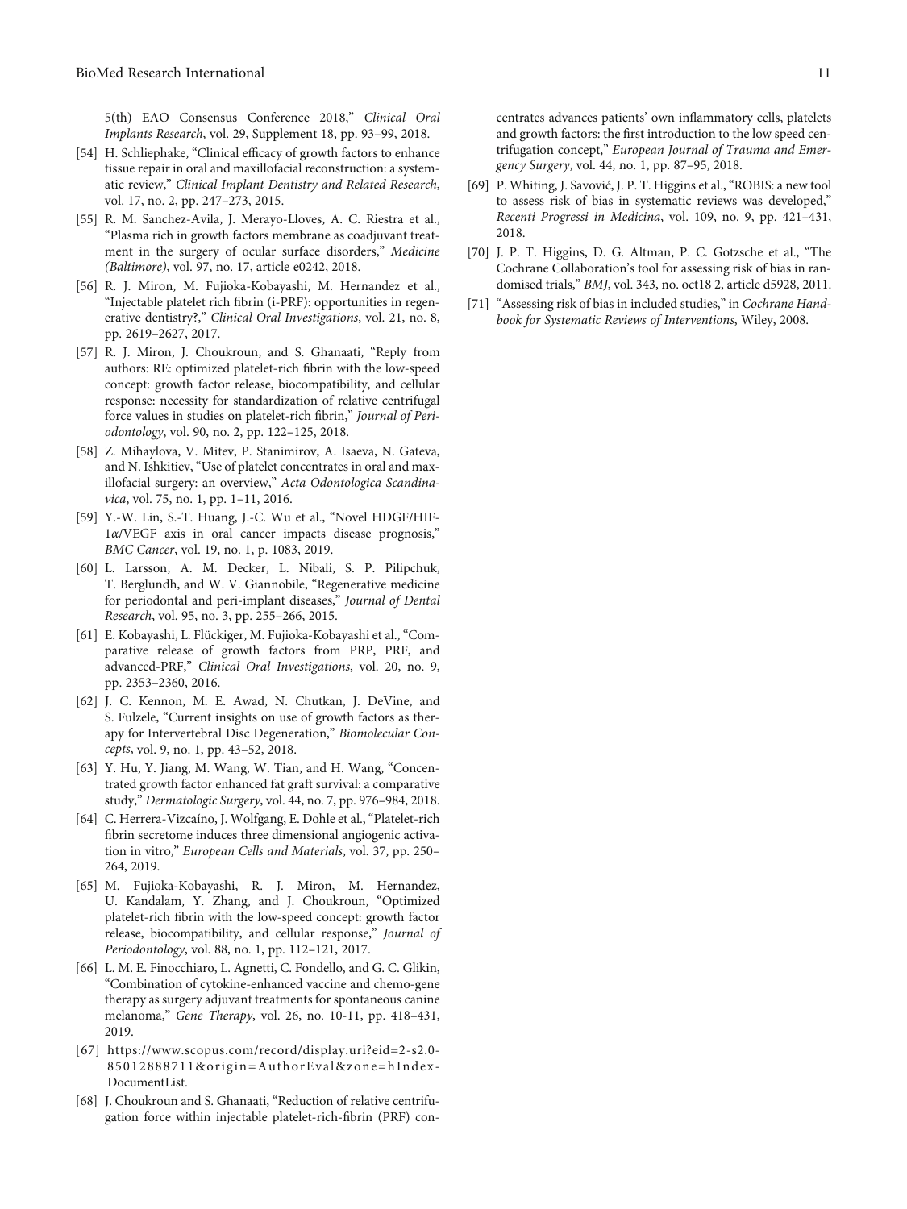5(th) EAO Consensus Conference 2018," *Clinical Oral Implants Research*, vol. 29, Supplement 18, pp. 93–99, 2018.

[54] H. Schliephake, "Clinical efficacy of growth factors to enhance tissue repair in oral and maxillofacial reconstruction: a systematic review," *Clinical Implant Dentistry and Related Research*, vol. 17, no. 2, pp. 247–273, 2015.

[55] R. M. Sanchez-Avila, J. Merayo-Lloves, A. C. Riestra et al., "Plasma rich in growth factors membrane as coadjuvant treatment in the surgery of ocular surface disorders," *Medicine (Baltimore)*, vol. 97, no. 17, article e0242, 2018.

[56] R. J. Miron, M. Fujioka-Kobayashi, M. Hernandez et al., "Injectable platelet rich fibrin (i-PRF): opportunities in regenerative dentistry?," *Clinical Oral Investigations*, vol. 21, no. 8, pp. 2619–2627, 2017.

[57] R. J. Miron, J. Choukroun, and S. Ghanaati, "Reply from authors: RE: optimized platelet-rich fibrin with the low-speed concept: growth factor release, biocompatibility, and cellular response: necessity for standardization of relative centrifugal force values in studies on platelet-rich fibrin," *Journal of Periodontology*, vol. 90, no. 2, pp. 122–125, 2018.

[58] Z. Mihaylova, V. Mitev, P. Stanimirov, A. Isaeva, N. Gateva, and N. Ishkitiev, "Use of platelet concentrates in oral and maxillofacial surgery: an overview," *Acta Odontologica Scandinavica*, vol. 75, no. 1, pp. 1–11, 2016.

[59] Y.-W. Lin, S.-T. Huang, J.-C. Wu et al., "Novel HDGF/HIF-1$\alpha$/VEGF axis in oral cancer impacts disease prognosis," *BMC Cancer*, vol. 19, no. 1, p. 1083, 2019.

[60] L. Larsson, A. M. Decker, L. Nibali, S. P. Pilipchuk, T. Berglundh, and W. V. Giannobile, "Regenerative medicine for periodontal and peri-implant diseases," *Journal of Dental Research*, vol. 95, no. 3, pp. 255–266, 2015.

[61] E. Kobayashi, L. Flückiger, M. Fujioka-Kobayashi et al., "Comparative release of growth factors from PRP, PRF, and advanced-PRF," *Clinical Oral Investigations*, vol. 20, no. 9, pp. 2353–2360, 2016.

[62] J. C. Kennon, M. E. Awad, N. Chutkan, J. DeVine, and S. Fulzele, "Current insights on use of growth factors as therapy for Intervertebral Disc Degeneration," *Biomolecular Concepts*, vol. 9, no. 1, pp. 43–52, 2018.

[63] Y. Hu, Y. Jiang, M. Wang, W. Tian, and H. Wang, "Concentrated growth factor enhanced fat graft survival: a comparative study," *Dermatologic Surgery*, vol. 44, no. 7, pp. 976–984, 2018.

[64] C. Herrera-Vizcaíno, J. Wolfgang, E. Dohle et al., "Platelet-rich fibrin secretome induces three dimensional angiogenic activation in vitro," *European Cells and Materials*, vol. 37, pp. 250–264, 2019.

[65] M. Fujioka-Kobayashi, R. J. Miron, M. Hernandez, U. Kandalam, Y. Zhang, and J. Choukroun, "Optimized platelet-rich fibrin with the low-speed concept: growth factor release, biocompatibility, and cellular response," *Journal of Periodontology*, vol. 88, no. 1, pp. 112–121, 2017.

[66] L. M. E. Finocchiaro, L. Agnetti, C. Fondello, and G. C. Glikin, "Combination of cytokine-enhanced vaccine and chemo-gene therapy as surgery adjuvant treatments for spontaneous canine melanoma," *Gene Therapy*, vol. 26, no. 10-11, pp. 418–431, 2019.

[67] https://www.scopus.com/record/display.uri?eid=2-s2.0-85012888711&origin=AuthorEval&zone=hIndex-DocumentList.

[68] J. Choukroun and S. Ghanaati, "Reduction of relative centrifugation force within injectable platelet-rich-fibrin (PRF) concentrates advances patients' own inflammatory cells, platelets and growth factors: the first introduction to the low speed centrifugation concept," *European Journal of Trauma and Emergency Surgery*, vol. 44, no. 1, pp. 87–95, 2018.

[69] P. Whiting, J. Savović, J. P. T. Higgins et al., "ROBIS: a new tool to assess risk of bias in systematic reviews was developed," *Recenti Progressi in Medicina*, vol. 109, no. 9, pp. 421–431, 2018.

[70] J. P. T. Higgins, D. G. Altman, P. C. Gotzsche et al., "The Cochrane Collaboration's tool for assessing risk of bias in randomised trials," *BMJ*, vol. 343, no. oct18 2, article d5928, 2011.

[71] "Assessing risk of bias in included studies," in *Cochrane Handbook for Systematic Reviews of Interventions*, Wiley, 2008.